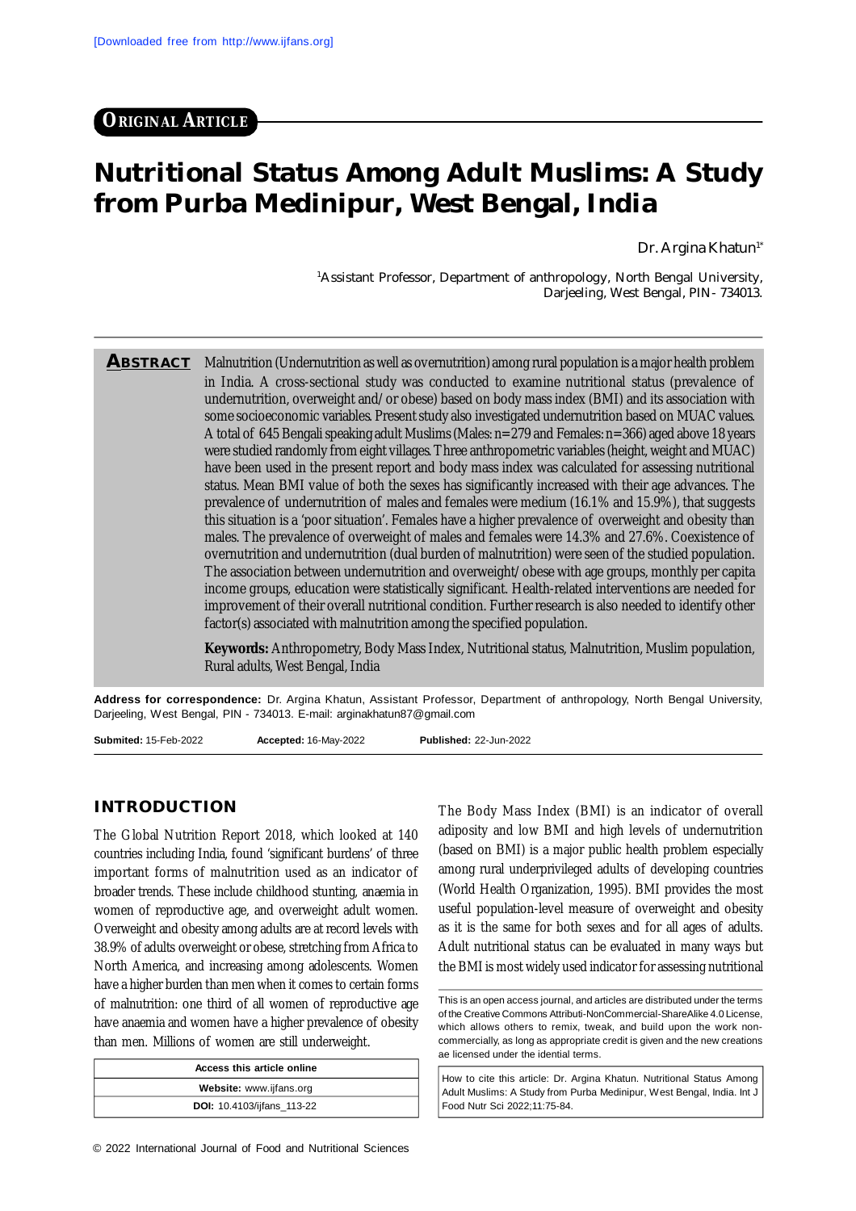[Downloaded free from http://www.ijfans.org]

**ORIGINAL ARTICLE**

# Nutritional Status Among Adult Muslims: A Study from Purba Medinipur, West Bengal, India

Dr. Argina Khatun[1*]

[1]Assistant Professor, Department of anthropology, North Bengal University, Darjeeling, West Bengal, PIN- 734013.

**ABSTRACT** Malnutrition (Undernutrition as well as overnutrition) among rural population is a major health problem in India. A cross-sectional study was conducted to examine nutritional status (prevalence of undernutrition, overweight and/or obese) based on body mass index (BMI) and its association with some socioeconomic variables. Present study also investigated undernutrition based on MUAC values. A total of 645 Bengali speaking adult Muslims (Males: n= 279 and Females: n= 366) aged above 18 years were studied randomly from eight villages. Three anthropometric variables (height, weight and MUAC) have been used in the present report and body mass index was calculated for assessing nutritional status. Mean BMI value of both the sexes has significantly increased with their age advances. The prevalence of undernutrition of males and females were medium (16.1% and 15.9%), that suggests this situation is a 'poor situation'. Females have a higher prevalence of overweight and obesity than males. The prevalence of overweight of males and females were 14.3% and 27.6%. Coexistence of overnutrition and undernutrition (dual burden of malnutrition) were seen of the studied population. The association between undernutrition and overweight/obese with age groups, monthly per capita income groups, education were statistically significant. Health-related interventions are needed for improvement of their overall nutritional condition. Further research is also needed to identify other factor(s) associated with malnutrition among the specified population.

**Keywords:** Anthropometry, Body Mass Index, Nutritional status, Malnutrition, Muslim population, Rural adults, West Bengal, India

**Address for correspondence:** Dr. Argina Khatun, Assistant Professor, Department of anthropology, North Bengal University, Darjeeling, West Bengal, PIN - 734013. E-mail: arginakhatun87@gmail.com

**Submited:** 15-Feb-2022 **Accepted:** 16-May-2022 **Published:** 22-Jun-2022

## INTRODUCTION

The Global Nutrition Report 2018, which looked at 140 countries including India, found 'significant burdens' of three important forms of malnutrition used as an indicator of broader trends. These include childhood stunting, anaemia in women of reproductive age, and overweight adult women. Overweight and obesity among adults are at record levels with 38.9% of adults overweight or obese, stretching from Africa to North America, and increasing among adolescents. Women have a higher burden than men when it comes to certain forms of malnutrition: one third of all women of reproductive age have anaemia and women have a higher prevalence of obesity than men. Millions of women are still underweight.

| Access this article online |
|---|
| **Website:** www.ijfans.org |
| **DOI:** 10.4103/ijfans_113-22 |

The Body Mass Index (BMI) is an indicator of overall adiposity and low BMI and high levels of undernutrition (based on BMI) is a major public health problem especially among rural underprivileged adults of developing countries (World Health Organization, 1995). BMI provides the most useful population-level measure of overweight and obesity as it is the same for both sexes and for all ages of adults. Adult nutritional status can be evaluated in many ways but the BMI is most widely used indicator for assessing nutritional

This is an open access journal, and articles are distributed under the terms of the Creative Commons Attributi-NonCommercial-ShareAlike 4.0 License, which allows others to remix, tweak, and build upon the work non-commercially, as long as appropriate credit is given and the new creations ae licensed under the idential terms.

How to cite this article: Dr. Argina Khatun. Nutritional Status Among Adult Muslims: A Study from Purba Medinipur, West Bengal, India. Int J Food Nutr Sci 2022;11:75-84.

© 2022 International Journal of Food and Nutritional Sciences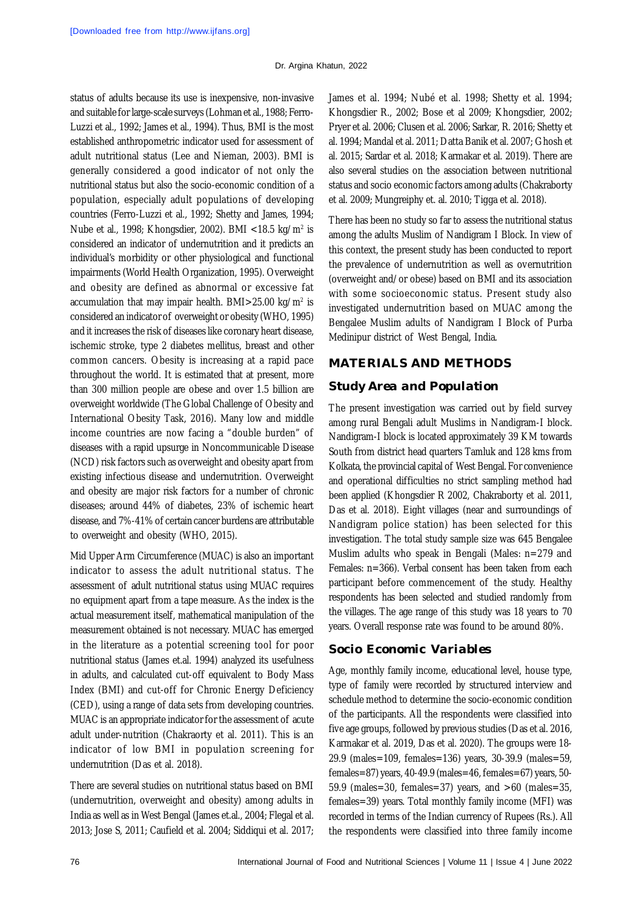status of adults because its use is inexpensive, non-invasive and suitable for large-scale surveys (Lohman et al., 1988; Ferro-Luzzi et al., 1992; James et al., 1994). Thus, BMI is the most established anthropometric indicator used for assessment of adult nutritional status (Lee and Nieman, 2003). BMI is generally considered a good indicator of not only the nutritional status but also the socio-economic condition of a population, especially adult populations of developing countries (Ferro-Luzzi et al., 1992; Shetty and James, 1994; Nube et al., 1998; Khongsdier, 2002). BMI <18.5 kg/m$^2$ is considered an indicator of undernutrition and it predicts an individual's morbidity or other physiological and functional impairments (World Health Organization, 1995). Overweight and obesity are defined as abnormal or excessive fat accumulation that may impair health. BMI>25.00 kg/m$^2$ is considered an indicator of overweight or obesity (WHO, 1995) and it increases the risk of diseases like coronary heart disease, ischemic stroke, type 2 diabetes mellitus, breast and other common cancers. Obesity is increasing at a rapid pace throughout the world. It is estimated that at present, more than 300 million people are obese and over 1.5 billion are overweight worldwide (The Global Challenge of Obesity and International Obesity Task, 2016). Many low and middle income countries are now facing a "double burden" of diseases with a rapid upsurge in Noncommunicable Disease (NCD) risk factors such as overweight and obesity apart from existing infectious disease and undernutrition. Overweight and obesity are major risk factors for a number of chronic diseases; around 44% of diabetes, 23% of ischemic heart disease, and 7%-41% of certain cancer burdens are attributable to overweight and obesity (WHO, 2015).

Mid Upper Arm Circumference (MUAC) is also an important indicator to assess the adult nutritional status. The assessment of adult nutritional status using MUAC requires no equipment apart from a tape measure. As the index is the actual measurement itself, mathematical manipulation of the measurement obtained is not necessary. MUAC has emerged in the literature as a potential screening tool for poor nutritional status (James et.al. 1994) analyzed its usefulness in adults, and calculated cut-off equivalent to Body Mass Index (BMI) and cut-off for Chronic Energy Deficiency (CED), using a range of data sets from developing countries. MUAC is an appropriate indicator for the assessment of acute adult under-nutrition (Chakraorty et al. 2011). This is an indicator of low BMI in population screening for undernutrition (Das et al. 2018).

There are several studies on nutritional status based on BMI (undernutrition, overweight and obesity) among adults in India as well as in West Bengal (James et.al., 2004; Flegal et al. 2013; Jose S, 2011; Caufield et al. 2004; Siddiqui et al. 2017; James et al. 1994; Nubé et al. 1998; Shetty et al. 1994; Khongsdier R., 2002; Bose et al 2009; Khongsdier, 2002; Pryer et al. 2006; Clusen et al. 2006; Sarkar, R. 2016; Shetty et al. 1994; Mandal et al. 2011; Datta Banik et al. 2007; Ghosh et al. 2015; Sardar et al. 2018; Karmakar et al. 2019). There are also several studies on the association between nutritional status and socio economic factors among adults (Chakraborty et al. 2009; Mungreiphy et. al. 2010; Tigga et al. 2018).

There has been no study so far to assess the nutritional status among the adults Muslim of Nandigram I Block. In view of this context, the present study has been conducted to report the prevalence of undernutrition as well as overnutrition (overweight and/or obese) based on BMI and its association with some socioeconomic status. Present study also investigated undernutrition based on MUAC among the Bengalee Muslim adults of Nandigram I Block of Purba Medinipur district of West Bengal, India.

## MATERIALS AND METHODS

### Study Area and Population

The present investigation was carried out by field survey among rural Bengali adult Muslims in Nandigram-I block. Nandigram-I block is located approximately 39 KM towards South from district head quarters Tamluk and 128 kms from Kolkata, the provincial capital of West Bengal. For convenience and operational difficulties no strict sampling method had been applied (Khongsdier R 2002, Chakraborty et al. 2011, Das et al. 2018). Eight villages (near and surroundings of Nandigram police station) has been selected for this investigation. The total study sample size was 645 Bengalee Muslim adults who speak in Bengali (Males: n=279 and Females: n=366). Verbal consent has been taken from each participant before commencement of the study. Healthy respondents has been selected and studied randomly from the villages. The age range of this study was 18 years to 70 years. Overall response rate was found to be around 80%.

### Socio Economic Variables

Age, monthly family income, educational level, house type, type of family were recorded by structured interview and schedule method to determine the socio-economic condition of the participants. All the respondents were classified into five age groups, followed by previous studies (Das et al. 2016, Karmakar et al. 2019, Das et al. 2020). The groups were 18-29.9 (males=109, females=136) years, 30-39.9 (males=59, females=87) years, 40-49.9 (males=46, females=67) years, 50-59.9 (males=30, females=37) years, and >60 (males=35, females=39) years. Total monthly family income (MFI) was recorded in terms of the Indian currency of Rupees (Rs.). All the respondents were classified into three family income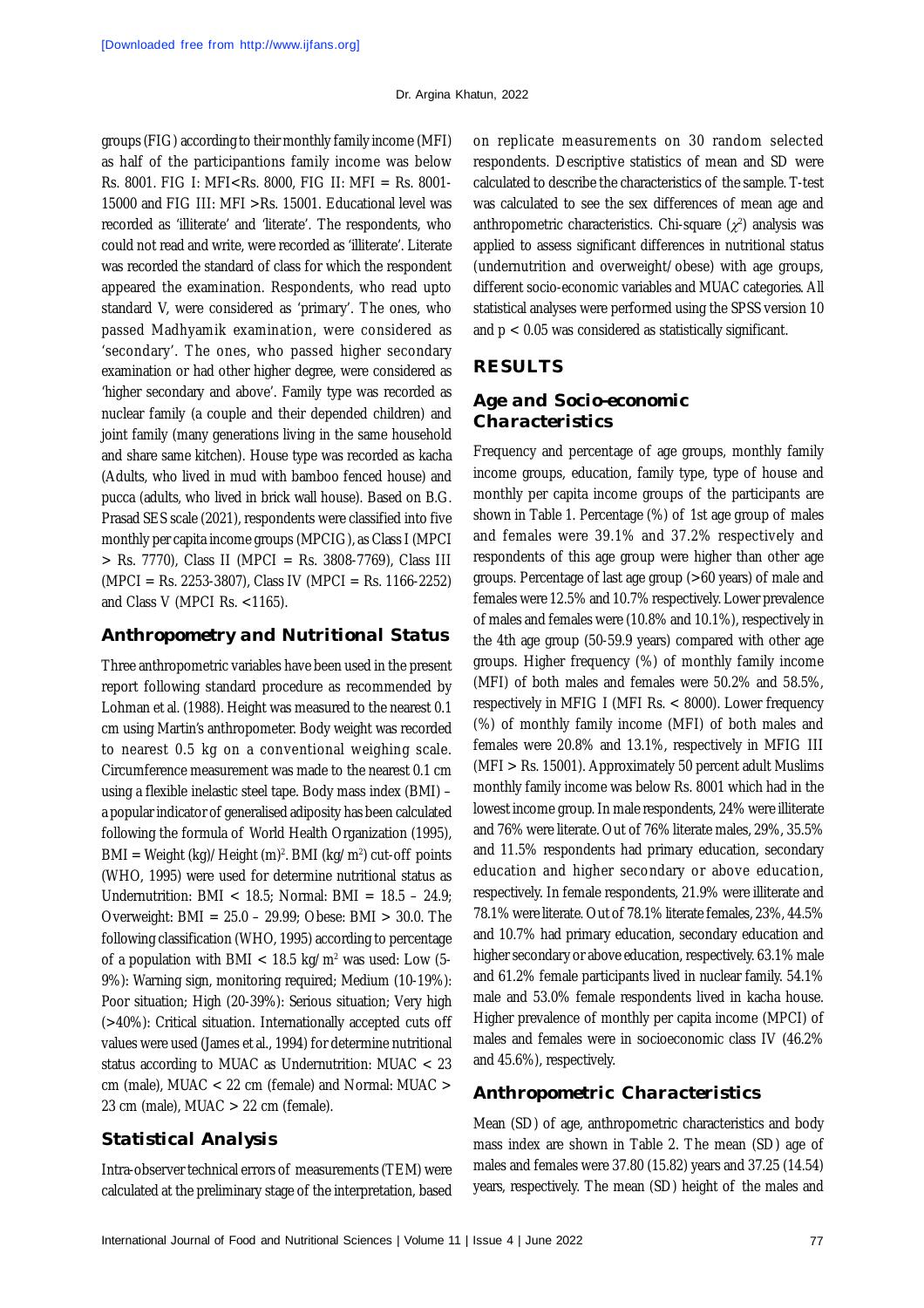groups (FIG) according to their monthly family income (MFI) as half of the participantions family income was below Rs. 8001. FIG I: MFI<Rs. 8000, FIG II: MFI = Rs. 8001-15000 and FIG III: MFI >Rs. 15001. Educational level was recorded as 'illiterate' and 'literate'. The respondents, who could not read and write, were recorded as 'illiterate'. Literate was recorded the standard of class for which the respondent appeared the examination. Respondents, who read upto standard V, were considered as 'primary'. The ones, who passed Madhyamik examination, were considered as 'secondary'. The ones, who passed higher secondary examination or had other higher degree, were considered as 'higher secondary and above'. Family type was recorded as nuclear family (a couple and their depended children) and joint family (many generations living in the same household and share same kitchen). House type was recorded as kacha (Adults, who lived in mud with bamboo fenced house) and pucca (adults, who lived in brick wall house). Based on B.G. Prasad SES scale (2021), respondents were classified into five monthly per capita income groups (MPCIG), as Class I (MPCI > Rs. 7770), Class II (MPCI = Rs. 3808-7769), Class III (MPCI = Rs. 2253-3807), Class IV (MPCI = Rs. 1166-2252) and Class V (MPCI Rs. <1165).

## Anthropometry and Nutritional Status

Three anthropometric variables have been used in the present report following standard procedure as recommended by Lohman et al. (1988). Height was measured to the nearest 0.1 cm using Martin's anthropometer. Body weight was recorded to nearest 0.5 kg on a conventional weighing scale. Circumference measurement was made to the nearest 0.1 cm using a flexible inelastic steel tape. Body mass index (BMI) – a popular indicator of generalised adiposity has been calculated following the formula of World Health Organization (1995), BMI = Weight (kg)/Height (m)$^2$. BMI (kg/m$^2$) cut-off points (WHO, 1995) were used for determine nutritional status as Undernutrition: BMI < 18.5; Normal: BMI = 18.5 – 24.9; Overweight: BMI = 25.0 – 29.99; Obese: BMI > 30.0. The following classification (WHO, 1995) according to percentage of a population with BMI < 18.5 kg/m$^2$ was used: Low (5-9%): Warning sign, monitoring required; Medium (10-19%): Poor situation; High (20-39%): Serious situation; Very high (>40%): Critical situation. Internationally accepted cuts off values were used (James et al., 1994) for determine nutritional status according to MUAC as Undernutrition: MUAC < 23 cm (male), MUAC < 22 cm (female) and Normal: MUAC > 23 cm (male), MUAC > 22 cm (female).

## Statistical Analysis

Intra-observer technical errors of measurements (TEM) were calculated at the preliminary stage of the interpretation, based on replicate measurements on 30 random selected respondents. Descriptive statistics of mean and SD were calculated to describe the characteristics of the sample. T-test was calculated to see the sex differences of mean age and anthropometric characteristics. Chi-square ($\chi^2$) analysis was applied to assess significant differences in nutritional status (undernutrition and overweight/obese) with age groups, different socio-economic variables and MUAC categories. All statistical analyses were performed using the SPSS version 10 and $p < 0.05$ was considered as statistically significant.

# RESULTS

## Age and Socio-economic Characteristics

Frequency and percentage of age groups, monthly family income groups, education, family type, type of house and monthly per capita income groups of the participants are shown in Table 1. Percentage (%) of 1st age group of males and females were 39.1% and 37.2% respectively and respondents of this age group were higher than other age groups. Percentage of last age group (>60 years) of male and females were 12.5% and 10.7% respectively. Lower prevalence of males and females were (10.8% and 10.1%), respectively in the 4th age group (50-59.9 years) compared with other age groups. Higher frequency (%) of monthly family income (MFI) of both males and females were 50.2% and 58.5%, respectively in MFIG I (MFI Rs. < 8000). Lower frequency (%) of monthly family income (MFI) of both males and females were 20.8% and 13.1%, respectively in MFIG III (MFI > Rs. 15001). Approximately 50 percent adult Muslims monthly family income was below Rs. 8001 which had in the lowest income group. In male respondents, 24% were illiterate and 76% were literate. Out of 76% literate males, 29%, 35.5% and 11.5% respondents had primary education, secondary education and higher secondary or above education, respectively. In female respondents, 21.9% were illiterate and 78.1% were literate. Out of 78.1% literate females, 23%, 44.5% and 10.7% had primary education, secondary education and higher secondary or above education, respectively. 63.1% male and 61.2% female participants lived in nuclear family. 54.1% male and 53.0% female respondents lived in kacha house. Higher prevalence of monthly per capita income (MPCI) of males and females were in socioeconomic class IV (46.2% and 45.6%), respectively.

## Anthropometric Characteristics

Mean (SD) of age, anthropometric characteristics and body mass index are shown in Table 2. The mean (SD) age of males and females were 37.80 (15.82) years and 37.25 (14.54) years, respectively. The mean (SD) height of the males and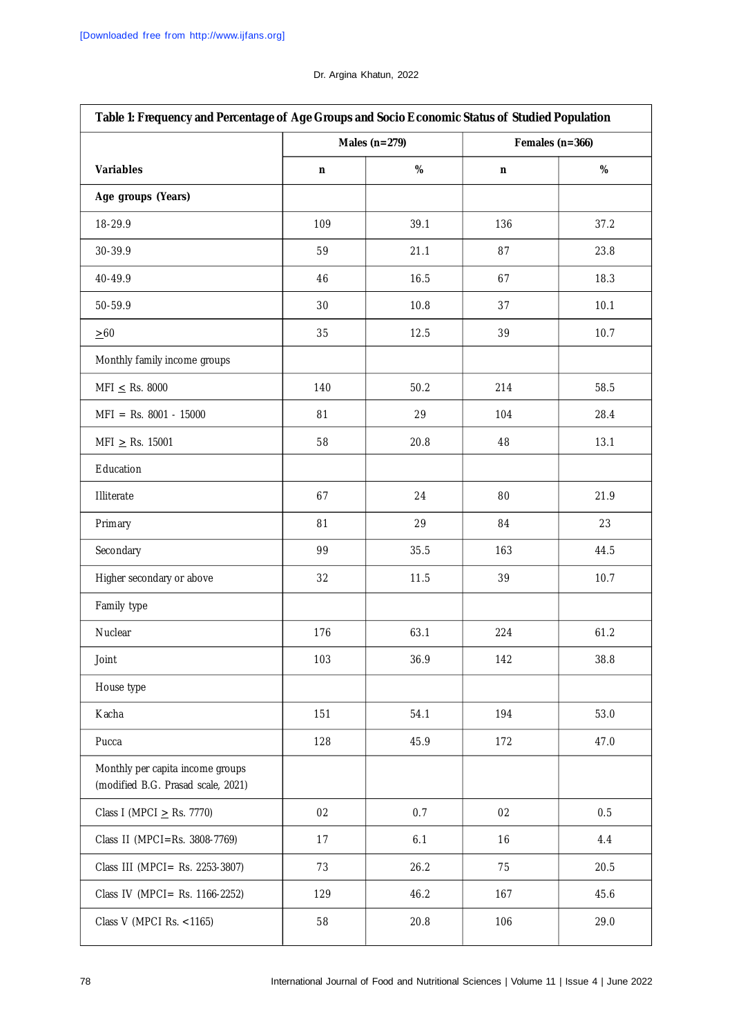| Table 1: Frequency and Percentage of Age Groups and Socio Economic Status of Studied Population | | | | |
|---|---|---|---|---|
| | Males (n=279) | | Females (n=366) | |
| **Variables** | **n** | **%** | **n** | **%** |
| **Age groups (Years)** | | | | |
| 18-29.9 | 109 | 39.1 | 136 | 37.2 |
| 30-39.9 | 59 | 21.1 | 87 | 23.8 |
| 40-49.9 | 46 | 16.5 | 67 | 18.3 |
| 50-59.9 | 30 | 10.8 | 37 | 10.1 |
| $\geq$60 | 35 | 12.5 | 39 | 10.7 |
| Monthly family income groups | | | | |
| MFI $\leq$ Rs. 8000 | 140 | 50.2 | 214 | 58.5 |
| MFI = Rs. 8001 - 15000 | 81 | 29 | 104 | 28.4 |
| MFI $\geq$ Rs. 15001 | 58 | 20.8 | 48 | 13.1 |
| Education | | | | |
| Illiterate | 67 | 24 | 80 | 21.9 |
| Primary | 81 | 29 | 84 | 23 |
| Secondary | 99 | 35.5 | 163 | 44.5 |
| Higher secondary or above | 32 | 11.5 | 39 | 10.7 |
| Family type | | | | |
| Nuclear | 176 | 63.1 | 224 | 61.2 |
| Joint | 103 | 36.9 | 142 | 38.8 |
| House type | | | | |
| Kacha | 151 | 54.1 | 194 | 53.0 |
| Pucca | 128 | 45.9 | 172 | 47.0 |
| Monthly per capita income groups (modified B.G. Prasad scale, 2021) | | | | |
| Class I (MPCI $\geq$ Rs. 7770) | 02 | 0.7 | 02 | 0.5 |
| Class II (MPCI=Rs. 3808-7769) | 17 | 6.1 | 16 | 4.4 |
| Class III (MPCI= Rs. 2253-3807) | 73 | 26.2 | 75 | 20.5 |
| Class IV (MPCI= Rs. 1166-2252) | 129 | 46.2 | 167 | 45.6 |
| Class V (MPCI Rs. <1165) | 58 | 20.8 | 106 | 29.0 |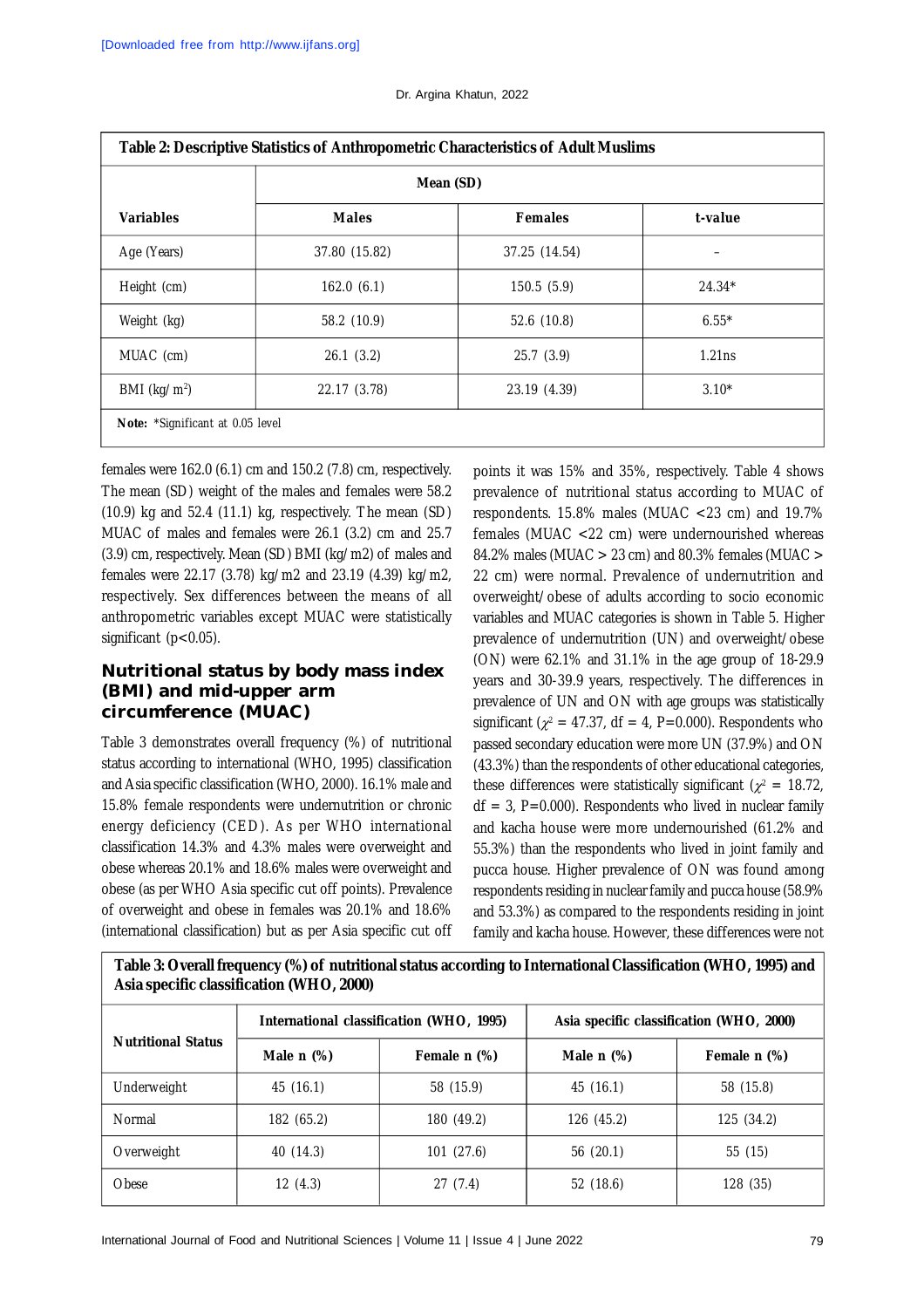**Table 2: Descriptive Statistics of Anthropometric Characteristics of Adult Muslims**

| Variables | Mean (SD) | | |
|---|---|---|---|
| | Males | Females | t-value |
| Age (Years) | 37.80 (15.82) | 37.25 (14.54) | – |
| Height (cm) | 162.0 (6.1) | 150.5 (5.9) | 24.34* |
| Weight (kg) | 58.2 (10.9) | 52.6 (10.8) | 6.55* |
| MUAC (cm) | 26.1 (3.2) | 25.7 (3.9) | 1.21ns |
| BMI (kg/m$^2$) | 22.17 (3.78) | 23.19 (4.39) | 3.10* |

**Note:** *Significant at 0.05 level

females were 162.0 (6.1) cm and 150.2 (7.8) cm, respectively. The mean (SD) weight of the males and females were 58.2 (10.9) kg and 52.4 (11.1) kg, respectively. The mean (SD) MUAC of males and females were 26.1 (3.2) cm and 25.7 (3.9) cm, respectively. Mean (SD) BMI (kg/m2) of males and females were 22.17 (3.78) kg/m2 and 23.19 (4.39) kg/m2, respectively. Sex differences between the means of all anthropometric variables except MUAC were statistically significant ($p<0.05$).

## Nutritional status by body mass index (BMI) and mid-upper arm circumference (MUAC)

Table 3 demonstrates overall frequency (%) of nutritional status according to international (WHO, 1995) classification and Asia specific classification (WHO, 2000). 16.1% male and 15.8% female respondents were undernutrition or chronic energy deficiency (CED). As per WHO international classification 14.3% and 4.3% males were overweight and obese whereas 20.1% and 18.6% males were overweight and obese (as per WHO Asia specific cut off points). Prevalence of overweight and obese in females was 20.1% and 18.6% (international classification) but as per Asia specific cut off points it was 15% and 35%, respectively. Table 4 shows prevalence of nutritional status according to MUAC of respondents. 15.8% males (MUAC <23 cm) and 19.7% females (MUAC <22 cm) were undernourished whereas 84.2% males (MUAC > 23 cm) and 80.3% females (MUAC > 22 cm) were normal. Prevalence of undernutrition and overweight/obese of adults according to socio economic variables and MUAC categories is shown in Table 5. Higher prevalence of undernutrition (UN) and overweight/obese (ON) were 62.1% and 31.1% in the age group of 18-29.9 years and 30-39.9 years, respectively. The differences in prevalence of UN and ON with age groups was statistically significant ($\chi^2$ = 47.37, df = 4, P=0.000). Respondents who passed secondary education were more UN (37.9%) and ON (43.3%) than the respondents of other educational categories, these differences were statistically significant ($\chi^2$ = 18.72, df = 3, P=0.000). Respondents who lived in nuclear family and kacha house were more undernourished (61.2% and 55.3%) than the respondents who lived in joint family and pucca house. Higher prevalence of ON was found among respondents residing in nuclear family and pucca house (58.9% and 53.3%) as compared to the respondents residing in joint family and kacha house. However, these differences were not

**Table 3: Overall frequency (%) of nutritional status according to International Classification (WHO, 1995) and Asia specific classification (WHO, 2000)**

| Nutritional Status | International classification (WHO, 1995) | | Asia specific classification (WHO, 2000) | |
|---|---|---|---|---|
| | Male n (%) | Female n (%) | Male n (%) | Female n (%) |
| Underweight | 45 (16.1) | 58 (15.9) | 45 (16.1) | 58 (15.8) |
| Normal | 182 (65.2) | 180 (49.2) | 126 (45.2) | 125 (34.2) |
| Overweight | 40 (14.3) | 101 (27.6) | 56 (20.1) | 55 (15) |
| Obese | 12 (4.3) | 27 (7.4) | 52 (18.6) | 128 (35) |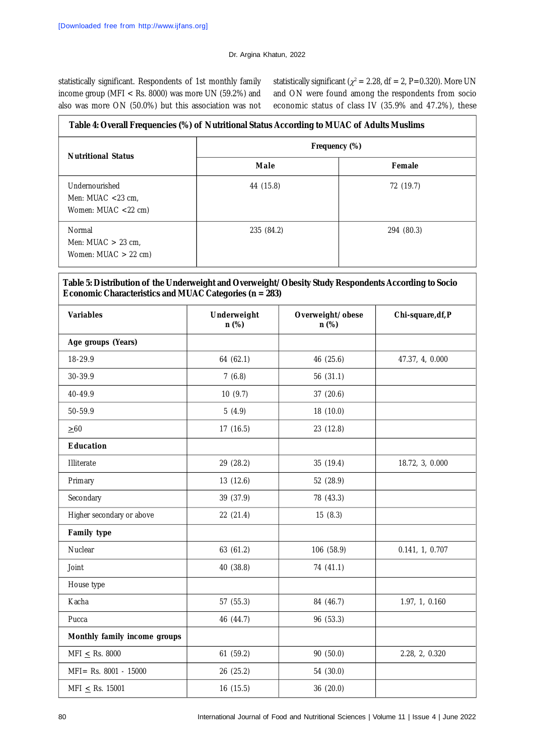statistically significant. Respondents of 1st monthly family income group (MFI < Rs. 8000) was more UN (59.2%) and also was more ON (50.0%) but this association was not statistically significant ($\chi^2$ = 2.28, df = 2, P=0.320). More UN and ON were found among the respondents from socio economic status of class IV (35.9% and 47.2%), these

**Table 4: Overall Frequencies (%) of Nutritional Status According to MUAC of Adults Muslims**

| Nutritional Status | Frequency (%) | |
|---|---|---|
| | Male | Female |
| Undernourished<br>Men: MUAC <23 cm,<br>Women: MUAC <22 cm) | 44 (15.8) | 72 (19.7) |
| Normal<br>Men: MUAC > 23 cm,<br>Women: MUAC > 22 cm) | 235 (84.2) | 294 (80.3) |

**Table 5: Distribution of the Underweight and Overweight/Obesity Study Respondents According to Socio Economic Characteristics and MUAC Categories (n = 283)**

| Variables | Underweight n (%) | Overweight/obese n (%) | Chi-square,df,P |
|---|---|---|---|
| **Age groups (Years)** | | | |
| 18-29.9 | 64 (62.1) | 46 (25.6) | 47.37, 4, 0.000 |
| 30-39.9 | 7 (6.8) | 56 (31.1) | |
| 40-49.9 | 10 (9.7) | 37 (20.6) | |
| 50-59.9 | 5 (4.9) | 18 (10.0) | |
| ≥60 | 17 (16.5) | 23 (12.8) | |
| **Education** | | | |
| Illiterate | 29 (28.2) | 35 (19.4) | 18.72, 3, 0.000 |
| Primary | 13 (12.6) | 52 (28.9) | |
| Secondary | 39 (37.9) | 78 (43.3) | |
| Higher secondary or above | 22 (21.4) | 15 (8.3) | |
| **Family type** | | | |
| Nuclear | 63 (61.2) | 106 (58.9) | 0.141, 1, 0.707 |
| Joint | 40 (38.8) | 74 (41.1) | |
| House type | | | |
| Kacha | 57 (55.3) | 84 (46.7) | 1.97, 1, 0.160 |
| Pucca | 46 (44.7) | 96 (53.3) | |
| **Monthly family income groups** | | | |
| MFI ≤ Rs. 8000 | 61 (59.2) | 90 (50.0) | 2.28, 2, 0.320 |
| MFI= Rs. 8001 - 15000 | 26 (25.2) | 54 (30.0) | |
| MFI ≤ Rs. 15001 | 16 (15.5) | 36 (20.0) | |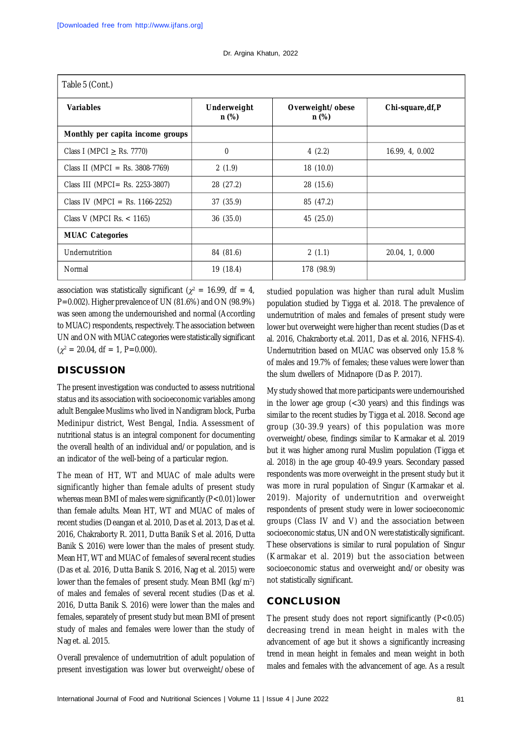Table 5 (Cont.)

| Variables | Underweight n (%) | Overweight/obese n (%) | Chi-square,df,P |
|---|---|---|---|
| **Monthly per capita income groups** | | | |
| Class I (MPCI ≥ Rs. 7770) | 0 | 4 (2.2) | 16.99, 4, 0.002 |
| Class II (MPCI = Rs. 3808-7769) | 2 (1.9) | 18 (10.0) | |
| Class III (MPCI= Rs. 2253-3807) | 28 (27.2) | 28 (15.6) | |
| Class IV (MPCI = Rs. 1166-2252) | 37 (35.9) | 85 (47.2) | |
| Class V (MPCI Rs. < 1165) | 36 (35.0) | 45 (25.0) | |
| **MUAC Categories** | | | |
| Undernutrition | 84 (81.6) | 2 (1.1) | 20.04, 1, 0.000 |
| Normal | 19 (18.4) | 178 (98.9) | |

association was statistically significant ($\chi^2$ = 16.99, df = 4, P=0.002). Higher prevalence of UN (81.6%) and ON (98.9%) was seen among the undernourished and normal (According to MUAC) respondents, respectively. The association between UN and ON with MUAC categories were statistically significant ($\chi^2$ = 20.04, df = 1, P=0.000).

## DISCUSSION

The present investigation was conducted to assess nutritional status and its association with socioeconomic variables among adult Bengalee Muslims who lived in Nandigram block, Purba Medinipur district, West Bengal, India. Assessment of nutritional status is an integral component for documenting the overall health of an individual and/or population, and is an indicator of the well-being of a particular region.

The mean of HT, WT and MUAC of male adults were significantly higher than female adults of present study whereas mean BMI of males were significantly (P<0.01) lower than female adults. Mean HT, WT and MUAC of males of recent studies (Deangan et al. 2010, Das et al. 2013, Das et al. 2016, Chakraborty R. 2011, Dutta Banik S et al. 2016, Dutta Banik S. 2016) were lower than the males of present study. Mean HT, WT and MUAC of females of several recent studies (Das et al. 2016, Dutta Banik S. 2016, Nag et al. 2015) were lower than the females of present study. Mean BMI (kg/m$^2$) of males and females of several recent studies (Das et al. 2016, Dutta Banik S. 2016) were lower than the males and females, separately of present study but mean BMI of present study of males and females were lower than the study of Nag et. al. 2015.

Overall prevalence of undernutrition of adult population of present investigation was lower but overweight/obese of studied population was higher than rural adult Muslim population studied by Tigga et al. 2018. The prevalence of undernutrition of males and females of present study were lower but overweight were higher than recent studies (Das et al. 2016, Chakraborty et.al. 2011, Das et al. 2016, NFHS-4). Undernutrition based on MUAC was observed only 15.8 % of males and 19.7% of females; these values were lower than the slum dwellers of Midnapore (Das P. 2017).

My study showed that more participants were undernourished in the lower age group (<30 years) and this findings was similar to the recent studies by Tigga et al. 2018. Second age group (30-39.9 years) of this population was more overweight/obese, findings similar to Karmakar et al. 2019 but it was higher among rural Muslim population (Tigga et al. 2018) in the age group 40-49.9 years. Secondary passed respondents was more overweight in the present study but it was more in rural population of Singur (Karmakar et al. 2019). Majority of undernutrition and overweight respondents of present study were in lower socioeconomic groups (Class IV and V) and the association between socioeconomic status, UN and ON were statistically significant. These observations is similar to rural population of Singur (Karmakar et al. 2019) but the association between socioeconomic status and overweight and/or obesity was not statistically significant.

## CONCLUSION

The present study does not report significantly (P<0.05) decreasing trend in mean height in males with the advancement of age but it shows a significantly increasing trend in mean height in females and mean weight in both males and females with the advancement of age. As a result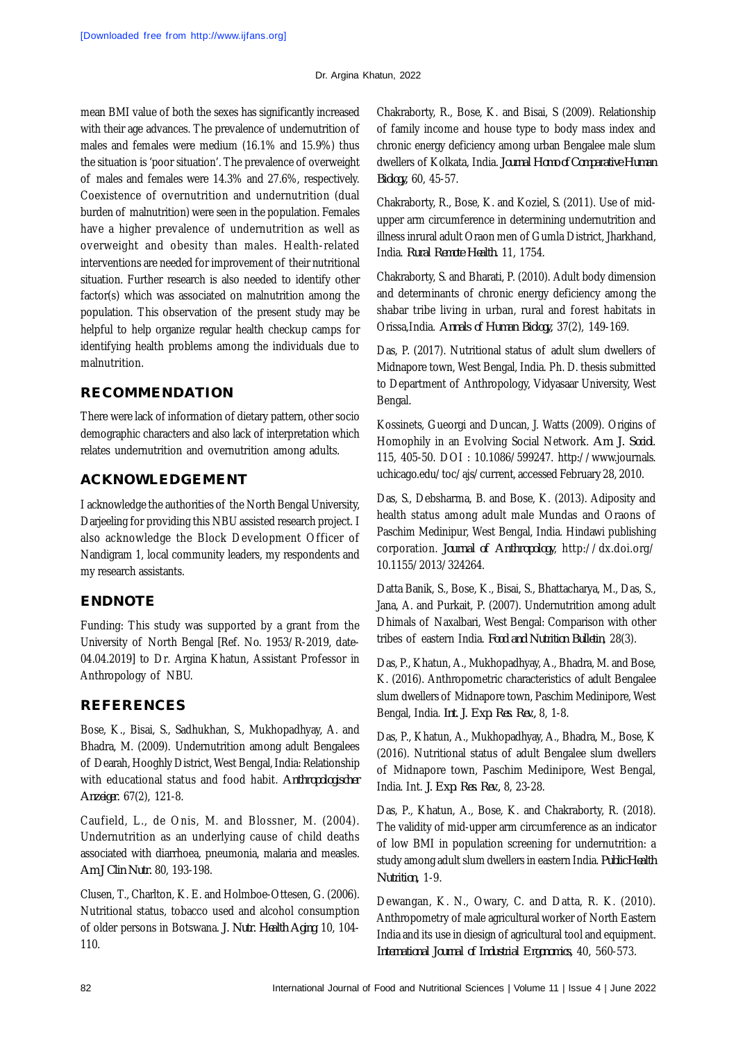mean BMI value of both the sexes has significantly increased with their age advances. The prevalence of undernutrition of males and females were medium (16.1% and 15.9%) thus the situation is 'poor situation'. The prevalence of overweight of males and females were 14.3% and 27.6%, respectively. Coexistence of overnutrition and undernutrition (dual burden of malnutrition) were seen in the population. Females have a higher prevalence of undernutrition as well as overweight and obesity than males. Health-related interventions are needed for improvement of their nutritional situation. Further research is also needed to identify other factor(s) which was associated on malnutrition among the population. This observation of the present study may be helpful to help organize regular health checkup camps for identifying health problems among the individuals due to malnutrition.

## RECOMMENDATION

There were lack of information of dietary pattern, other socio demographic characters and also lack of interpretation which relates undernutrition and overnutrition among adults.

## ACKNOWLEDGEMENT

I acknowledge the authorities of the North Bengal University, Darjeeling for providing this NBU assisted research project. I also acknowledge the Block Development Officer of Nandigram 1, local community leaders, my respondents and my research assistants.

## ENDNOTE

Funding: This study was supported by a grant from the University of North Bengal [Ref. No. 1953/R-2019, date-04.04.2019] to Dr. Argina Khatun, Assistant Professor in Anthropology of NBU.

## REFERENCES

Bose, K., Bisai, S., Sadhukhan, S., Mukhopadhyay, A. and Bhadra, M. (2009). Undernutrition among adult Bengalees of Dearah, Hooghly District, West Bengal, India: Relationship with educational status and food habit. *Anthropologischer Anzeiger.* 67(2), 121-8.

Caufield, L., de Onis, M. and Blossner, M. (2004). Undernutrition as an underlying cause of child deaths associated with diarrhoea, pneumonia, malaria and measles. *Am.J Clin Nutr.* 80, 193-198.

Clusen, T., Charlton, K. E. and Holmboe-Ottesen, G. (2006). Nutritional status, tobacco used and alcohol consumption of older persons in Botswana. *J. Nutr. Health Aging* 10, 104-110.

Chakraborty, R., Bose, K. and Bisai, S (2009). Relationship of family income and house type to body mass index and chronic energy deficiency among urban Bengalee male slum dwellers of Kolkata, India. *Journal Homo of Comparative Human Biology,* 60, 45-57.

Chakraborty, R., Bose, K. and Koziel, S. (2011). Use of mid-upper arm circumference in determining undernutrition and illness inrural adult Oraon men of Gumla District, Jharkhand, India. *Rural Remote Health.* 11, 1754.

Chakraborty, S. and Bharati, P. (2010). Adult body dimension and determinants of chronic energy deficiency among the shabar tribe living in urban, rural and forest habitats in Orissa,India. *Annals of Human Biology,* 37(2), 149-169.

Das, P. (2017). Nutritional status of adult slum dwellers of Midnapore town, West Bengal, India. Ph. D. thesis submitted to Department of Anthropology, Vidyasaar University, West Bengal.

Kossinets, Gueorgi and Duncan, J. Watts (2009). Origins of Homophily in an Evolving Social Network. *Am. J. Sociol.* 115, 405-50. DOI : 10.1086/599247. http://www.journals.uchicago.edu/toc/ajs/current, accessed February 28, 2010.

Das, S., Debsharma, B. and Bose, K. (2013). Adiposity and health status among adult male Mundas and Oraons of Paschim Medinipur, West Bengal, India. Hindawi publishing corporation. *Journal of Anthropology,* http://dx.doi.org/10.1155/2013/324264.

Datta Banik, S., Bose, K., Bisai, S., Bhattacharya, M., Das, S., Jana, A. and Purkait, P. (2007). Undernutrition among adult Dhimals of Naxalbari, West Bengal: Comparison with other tribes of eastern India. *Food and Nutrition Bulletin,* 28(3).

Das, P., Khatun, A., Mukhopadhyay, A., Bhadra, M. and Bose, K. (2016). Anthropometric characteristics of adult Bengalee slum dwellers of Midnapore town, Paschim Medinipore, West Bengal, India. *Int. J. Exp. Res. Rev.,* 8, 1-8.

Das, P., Khatun, A., Mukhopadhyay, A., Bhadra, M., Bose, K (2016). Nutritional status of adult Bengalee slum dwellers of Midnapore town, Paschim Medinipore, West Bengal, India. Int. *J. Exp. Res. Rev.,* 8, 23-28.

Das, P., Khatun, A., Bose, K. and Chakraborty, R. (2018). The validity of mid-upper arm circumference as an indicator of low BMI in population screening for undernutrition: a study among adult slum dwellers in eastern India. *Public Health Nutrition,* 1-9.

Dewangan, K. N., Owary, C. and Datta, R. K. (2010). Anthropometry of male agricultural worker of North Eastern India and its use in diesign of agricultural tool and equipment. *International Journal of Industrial Ergonomics,* 40, 560-573.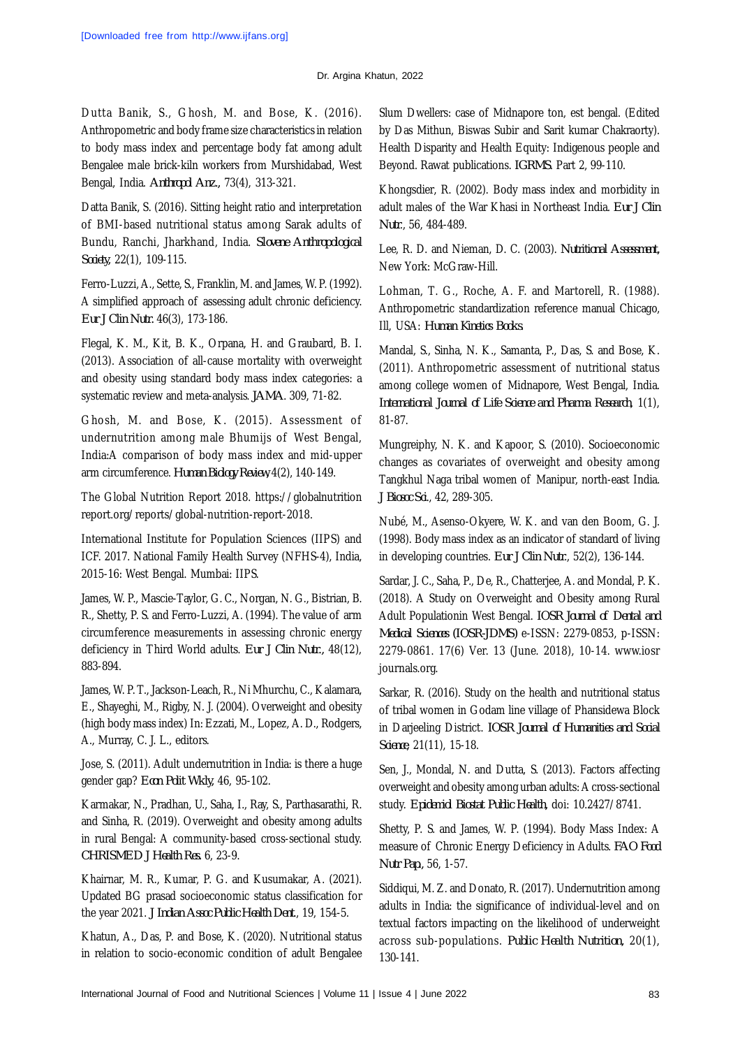Dutta Banik, S., Ghosh, M. and Bose, K. (2016). Anthropometric and body frame size characteristics in relation to body mass index and percentage body fat among adult Bengalee male brick-kiln workers from Murshidabad, West Bengal, India. *Anthropol Anz.*, 73(4), 313-321.

Datta Banik, S. (2016). Sitting height ratio and interpretation of BMI-based nutritional status among Sarak adults of Bundu, Ranchi, Jharkhand, India. *Slovene Anthropological Society*, 22(1), 109-115.

Ferro-Luzzi, A., Sette, S., Franklin, M. and James, W. P. (1992). A simplified approach of assessing adult chronic deficiency. *Eur J Clin Nutr.* 46(3), 173-186.

Flegal, K. M., Kit, B. K., Orpana, H. and Graubard, B. I. (2013). Association of all-cause mortality with overweight and obesity using standard body mass index categories: a systematic review and meta-analysis. *JAMA*. 309, 71-82.

Ghosh, M. and Bose, K. (2015). Assessment of undernutrition among male Bhumijs of West Bengal, India:A comparison of body mass index and mid-upper arm circumference. *Human Biology Review*, 4(2), 140-149.

The Global Nutrition Report 2018. https://globalnutrition report.org/reports/global-nutrition-report-2018.

International Institute for Population Sciences (IIPS) and ICF. 2017. National Family Health Survey (NFHS-4), India, 2015-16: West Bengal. Mumbai: IIPS.

James, W. P., Mascie-Taylor, G. C., Norgan, N. G., Bistrian, B. R., Shetty, P. S. and Ferro-Luzzi, A. (1994). The value of arm circumference measurements in assessing chronic energy deficiency in Third World adults. *Eur J Clin. Nutr.*, 48(12), 883-894.

James, W. P. T., Jackson-Leach, R., Ni Mhurchu, C., Kalamara, E., Shayeghi, M., Rigby, N. J. (2004). Overweight and obesity (high body mass index) In: Ezzati, M., Lopez, A. D., Rodgers, A., Murray, C. J. L., editors.

Jose, S. (2011). Adult undernutrition in India: is there a huge gender gap? *Econ Polit Wkly*, 46, 95-102.

Karmakar, N., Pradhan, U., Saha, I., Ray, S., Parthasarathi, R. and Sinha, R. (2019). Overweight and obesity among adults in rural Bengal: A community-based cross-sectional study. *CHRISMED J Health Res.* 6, 23-9.

Khairnar, M. R., Kumar, P. G. and Kusumakar, A. (2021). Updated BG prasad socioeconomic status classification for the year 2021. *J Indian Assoc Public Health Dent.*, 19, 154-5.

Khatun, A., Das, P. and Bose, K. (2020). Nutritional status in relation to socio-economic condition of adult Bengalee Slum Dwellers: case of Midnapore ton, est bengal. (Edited by Das Mithun, Biswas Subir and Sarit kumar Chakraorty). Health Disparity and Health Equity: Indigenous people and Beyond. Rawat publications. *IGRMS*. Part 2, 99-110.

Khongsdier, R. (2002). Body mass index and morbidity in adult males of the War Khasi in Northeast India. *Eur J Clin Nutr.*, 56, 484-489.

Lee, R. D. and Nieman, D. C. (2003). *Nutritional Assessment*, New York: McGraw-Hill.

Lohman, T. G., Roche, A. F. and Martorell, R. (1988). Anthropometric standardization reference manual Chicago, Ill, USA: *Human Kinetics Books.*

Mandal, S., Sinha, N. K., Samanta, P., Das, S. and Bose, K. (2011). Anthropometric assessment of nutritional status among college women of Midnapore, West Bengal, India. *International Journal of Life Science and Pharma Research*, 1(1), 81-87.

Mungreiphy, N. K. and Kapoor, S. (2010). Socioeconomic changes as covariates of overweight and obesity among Tangkhul Naga tribal women of Manipur, north-east India. *J Biosoc Sci.*, 42, 289-305.

Nubé, M., Asenso-Okyere, W. K. and van den Boom, G. J. (1998). Body mass index as an indicator of standard of living in developing countries. *Eur J Clin Nutr.*, 52(2), 136-144.

Sardar, J. C., Saha, P., De, R., Chatterjee, A. and Mondal, P. K. (2018). A Study on Overweight and Obesity among Rural Adult Populationin West Bengal. *IOSR Journal of Dental and Medical Sciences (IOSR-JDMS)* e-ISSN: 2279-0853, p-ISSN: 2279-0861. 17(6) Ver. 13 (June. 2018), 10-14. www.iosr journals.org.

Sarkar, R. (2016). Study on the health and nutritional status of tribal women in Godam line village of Phansidewa Block in Darjeeling District. *IOSR Journal of Humanities and Social Science*, 21(11), 15-18.

Sen, J., Mondal, N. and Dutta, S. (2013). Factors affecting overweight and obesity among urban adults: A cross-sectional study. *Epidemiol Biostat Public Health*, doi: 10.2427/8741.

Shetty, P. S. and James, W. P. (1994). Body Mass Index: A measure of Chronic Energy Deficiency in Adults. *FAO Food Nutr Pap.*, 56, 1-57.

Siddiqui, M. Z. and Donato, R. (2017). Undernutrition among adults in India: the significance of individual-level and on textual factors impacting on the likelihood of underweight across sub-populations. *Public Health Nutrition*, 20(1), 130-141.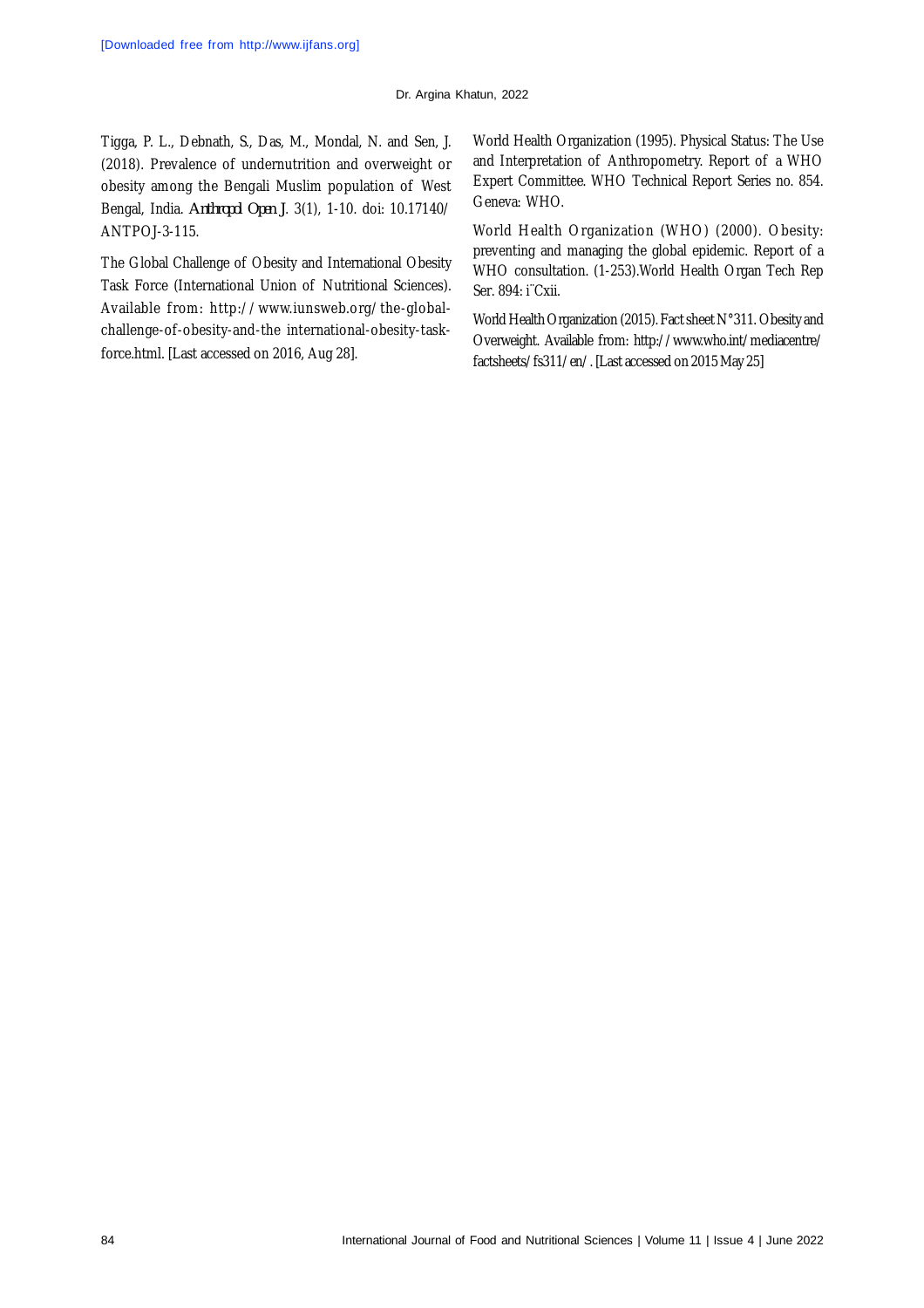Tigga, P. L., Debnath, S., Das, M., Mondal, N. and Sen, J. (2018). Prevalence of undernutrition and overweight or obesity among the Bengali Muslim population of West Bengal, India. *Anthropol Open J*. 3(1), 1-10. doi: 10.17140/ANTPOJ-3-115.

The Global Challenge of Obesity and International Obesity Task Force (International Union of Nutritional Sciences). Available from: http://www.iunsweb.org/the-global-challenge-of-obesity-and-the international-obesity-task-force.html. [Last accessed on 2016, Aug 28].

World Health Organization (1995). Physical Status: The Use and Interpretation of Anthropometry. Report of a WHO Expert Committee. WHO Technical Report Series no. 854. Geneva: WHO.

World Health Organization (WHO) (2000). Obesity: preventing and managing the global epidemic. Report of a WHO consultation. (1-253).World Health Organ Tech Rep Ser. 894: i¨Cxii.

World Health Organization (2015). Fact sheet N°311. Obesity and Overweight. Available from: http://www.who.int/mediacentre/factsheets/fs311/en/. [Last accessed on 2015 May 25]